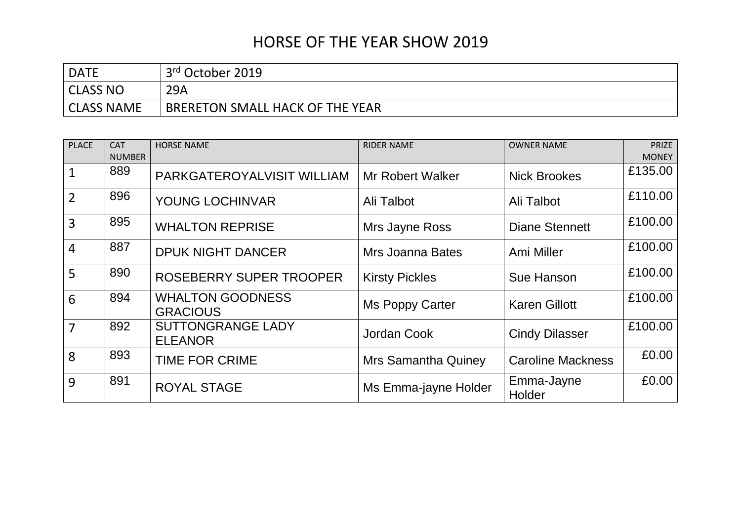# HORSE OF THE YEAR SHOW 2019

| DATE | 3rd October 2019 |
|---|---|
| CLASS NO | 29A |
| CLASS NAME | BRERETON SMALL HACK OF THE YEAR |

| PLACE | CAT NUMBER | HORSE NAME | RIDER NAME | OWNER NAME | PRIZE MONEY |
|---|---|---|---|---|---|
| 1 | 889 | PARKGATEROYALVISIT WILLIAM | Mr Robert Walker | Nick Brookes | £135.00 |
| 2 | 896 | YOUNG LOCHINVAR | Ali Talbot | Ali Talbot | £110.00 |
| 3 | 895 | WHALTON REPRISE | Mrs Jayne Ross | Diane Stennett | £100.00 |
| 4 | 887 | DPUK NIGHT DANCER | Mrs Joanna Bates | Ami Miller | £100.00 |
| 5 | 890 | ROSEBERRY SUPER TROOPER | Kirsty Pickles | Sue Hanson | £100.00 |
| 6 | 894 | WHALTON GOODNESS GRACIOUS | Ms Poppy Carter | Karen Gillott | £100.00 |
| 7 | 892 | SUTTONGRANGE LADY ELEANOR | Jordan Cook | Cindy Dilasser | £100.00 |
| 8 | 893 | TIME FOR CRIME | Mrs Samantha Quiney | Caroline Mackness | £0.00 |
| 9 | 891 | ROYAL STAGE | Ms Emma-jayne Holder | Emma-Jayne Holder | £0.00 |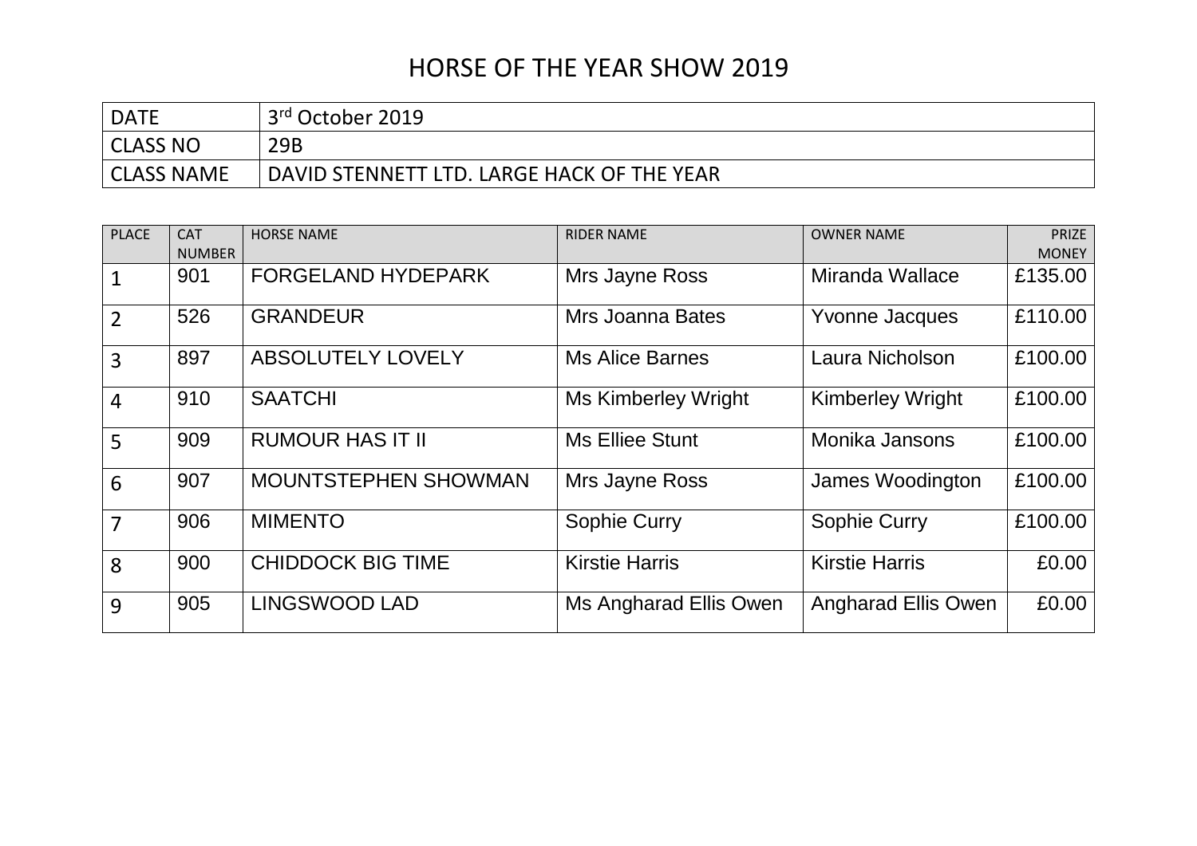# HORSE OF THE YEAR SHOW 2019

| DATE | 3rd October 2019 |
|---|---|
| CLASS NO | 29B |
| CLASS NAME | DAVID STENNETT LTD. LARGE HACK OF THE YEAR |

| PLACE | CAT NUMBER | HORSE NAME | RIDER NAME | OWNER NAME | PRIZE MONEY |
|---|---|---|---|---|---|
| 1 | 901 | FORGELAND HYDEPARK | Mrs Jayne Ross | Miranda Wallace | £135.00 |
| 2 | 526 | GRANDEUR | Mrs Joanna Bates | Yvonne Jacques | £110.00 |
| 3 | 897 | ABSOLUTELY LOVELY | Ms Alice Barnes | Laura Nicholson | £100.00 |
| 4 | 910 | SAATCHI | Ms Kimberley Wright | Kimberley Wright | £100.00 |
| 5 | 909 | RUMOUR HAS IT II | Ms Elliee Stunt | Monika Jansons | £100.00 |
| 6 | 907 | MOUNTSTEPHEN SHOWMAN | Mrs Jayne Ross | James Woodington | £100.00 |
| 7 | 906 | MIMENTO | Sophie Curry | Sophie Curry | £100.00 |
| 8 | 900 | CHIDDOCK BIG TIME | Kirstie Harris | Kirstie Harris | £0.00 |
| 9 | 905 | LINGSWOOD LAD | Ms Angharad Ellis Owen | Angharad Ellis Owen | £0.00 |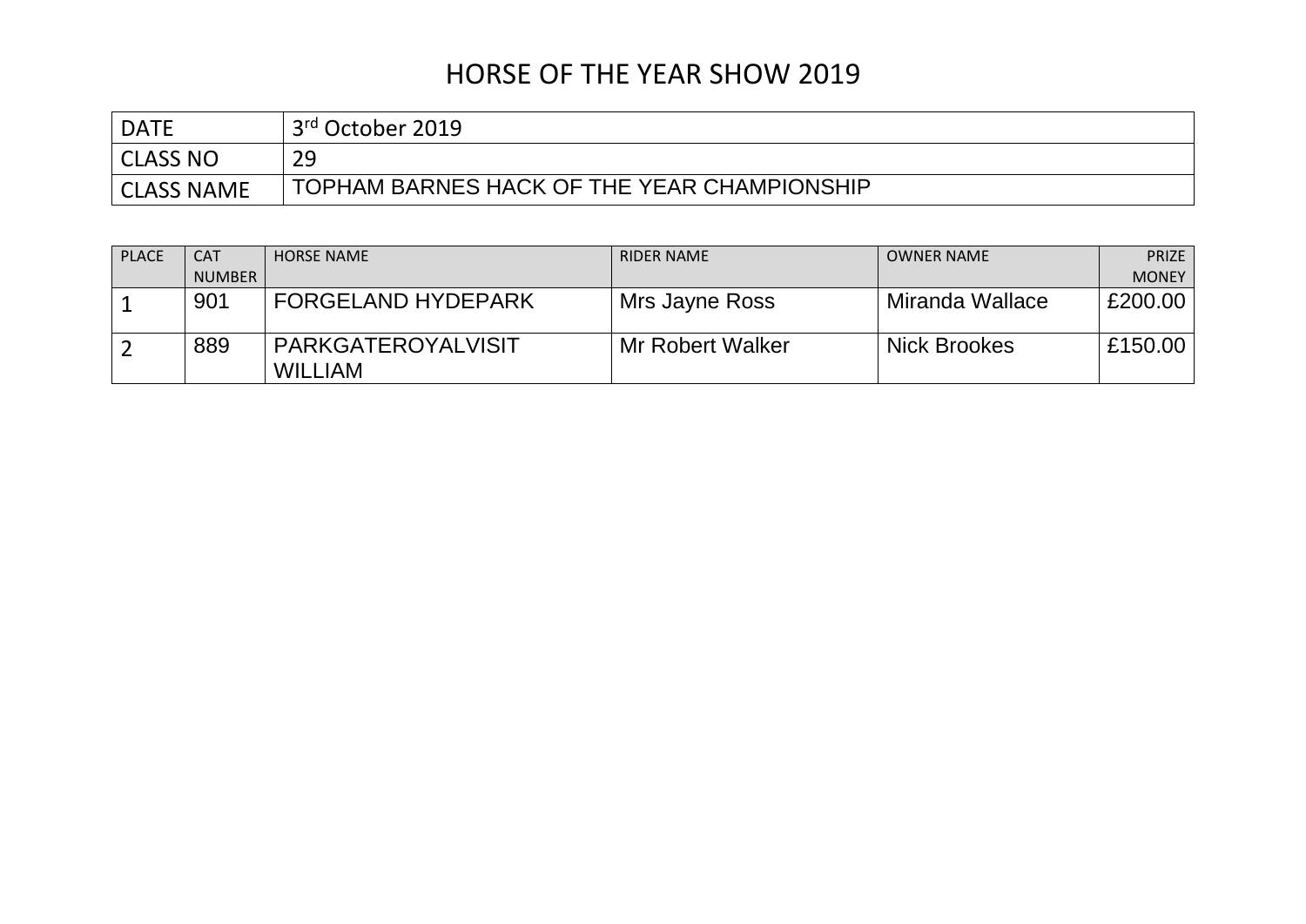# HORSE OF THE YEAR SHOW 2019

| | |
|---|---|
| DATE | 3rd October 2019 |
| CLASS NO | 29 |
| CLASS NAME | TOPHAM BARNES HACK OF THE YEAR CHAMPIONSHIP |

| PLACE | CAT NUMBER | HORSE NAME | RIDER NAME | OWNER NAME | PRIZE MONEY |
|---|---|---|---|---|---|
| 1 | 901 | FORGELAND HYDEPARK | Mrs Jayne Ross | Miranda Wallace | £200.00 |
| 2 | 889 | PARKGATEROYALVISIT WILLIAM | Mr Robert Walker | Nick Brookes | £150.00 |